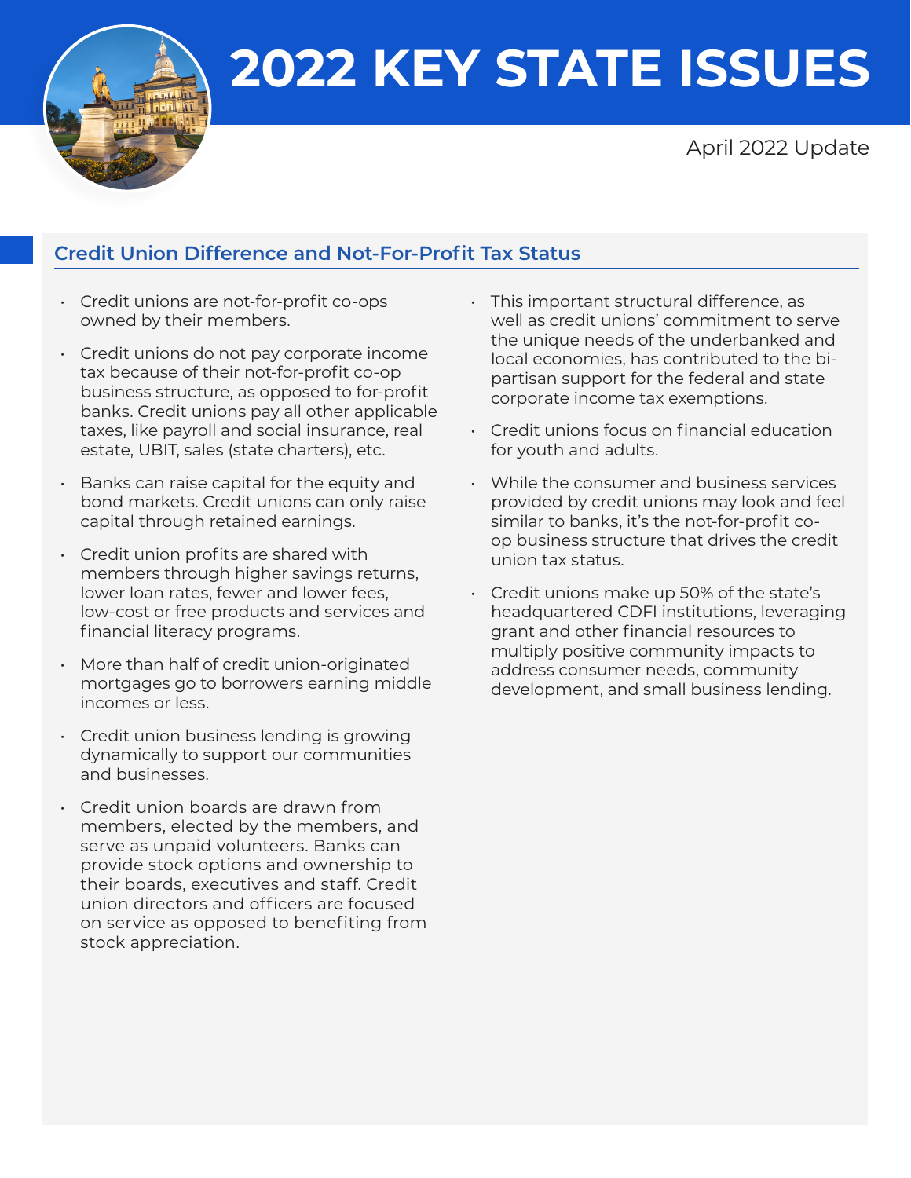# 2022 KEY STATE ISSUES

April 2022 Update

## Credit Union Difference and Not-For-Profit Tax Status

- Credit unions are not-for-profit co-ops owned by their members.
- Credit unions do not pay corporate income tax because of their not-for-profit co-op business structure, as opposed to for-profit banks. Credit unions pay all other applicable taxes, like payroll and social insurance, real estate, UBIT, sales (state charters), etc.
- Banks can raise capital for the equity and bond markets. Credit unions can only raise capital through retained earnings.
- Credit union profits are shared with members through higher savings returns, lower loan rates, fewer and lower fees, low-cost or free products and services and financial literacy programs.
- More than half of credit union-originated mortgages go to borrowers earning middle incomes or less.
- Credit union business lending is growing dynamically to support our communities and businesses.
- Credit union boards are drawn from members, elected by the members, and serve as unpaid volunteers. Banks can provide stock options and ownership to their boards, executives and staff. Credit union directors and officers are focused on service as opposed to benefiting from stock appreciation.
- This important structural difference, as well as credit unions' commitment to serve the unique needs of the underbanked and local economies, has contributed to the bi-partisan support for the federal and state corporate income tax exemptions.
- Credit unions focus on financial education for youth and adults.
- While the consumer and business services provided by credit unions may look and feel similar to banks, it's the not-for-profit co-op business structure that drives the credit union tax status.
- Credit unions make up 50% of the state's headquartered CDFI institutions, leveraging grant and other financial resources to multiply positive community impacts to address consumer needs, community development, and small business lending.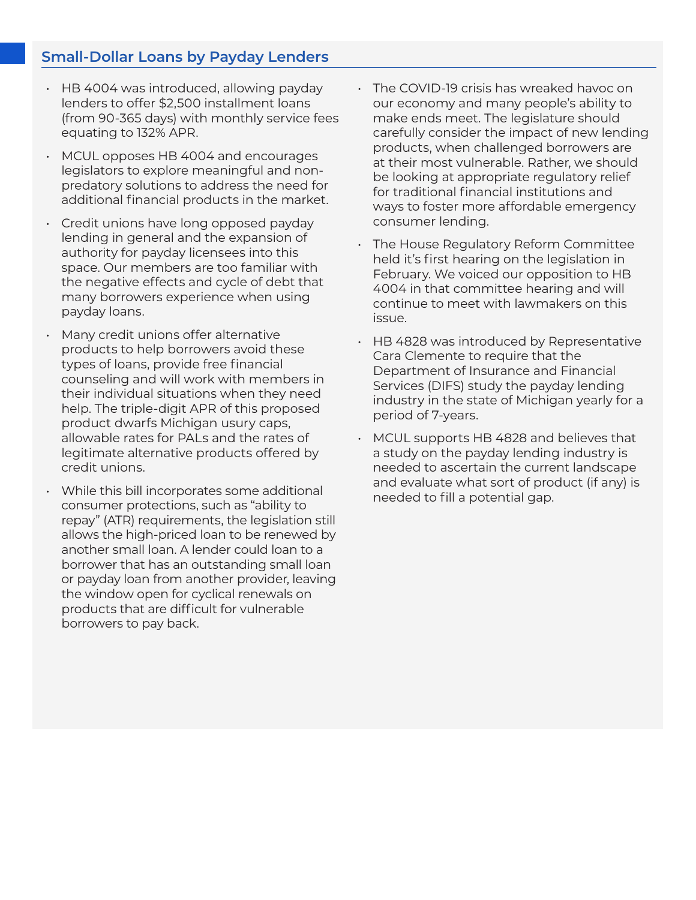## Small-Dollar Loans by Payday Lenders

- HB 4004 was introduced, allowing payday lenders to offer $2,500 installment loans (from 90-365 days) with monthly service fees equating to 132% APR.
- MCUL opposes HB 4004 and encourages legislators to explore meaningful and non-predatory solutions to address the need for additional financial products in the market.
- Credit unions have long opposed payday lending in general and the expansion of authority for payday licensees into this space. Our members are too familiar with the negative effects and cycle of debt that many borrowers experience when using payday loans.
- Many credit unions offer alternative products to help borrowers avoid these types of loans, provide free financial counseling and will work with members in their individual situations when they need help. The triple-digit APR of this proposed product dwarfs Michigan usury caps, allowable rates for PALs and the rates of legitimate alternative products offered by credit unions.
- While this bill incorporates some additional consumer protections, such as "ability to repay" (ATR) requirements, the legislation still allows the high-priced loan to be renewed by another small loan. A lender could loan to a borrower that has an outstanding small loan or payday loan from another provider, leaving the window open for cyclical renewals on products that are difficult for vulnerable borrowers to pay back.
- The COVID-19 crisis has wreaked havoc on our economy and many people's ability to make ends meet. The legislature should carefully consider the impact of new lending products, when challenged borrowers are at their most vulnerable. Rather, we should be looking at appropriate regulatory relief for traditional financial institutions and ways to foster more affordable emergency consumer lending.
- The House Regulatory Reform Committee held it's first hearing on the legislation in February. We voiced our opposition to HB 4004 in that committee hearing and will continue to meet with lawmakers on this issue.
- HB 4828 was introduced by Representative Cara Clemente to require that the Department of Insurance and Financial Services (DIFS) study the payday lending industry in the state of Michigan yearly for a period of 7-years.
- MCUL supports HB 4828 and believes that a study on the payday lending industry is needed to ascertain the current landscape and evaluate what sort of product (if any) is needed to fill a potential gap.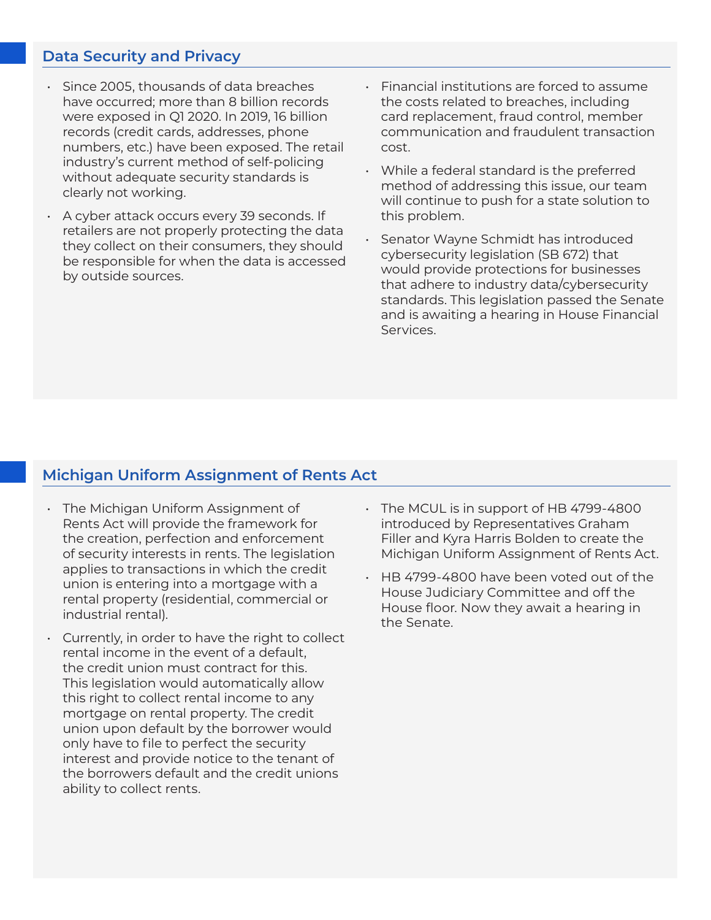## Data Security and Privacy

- Since 2005, thousands of data breaches have occurred; more than 8 billion records were exposed in Q1 2020. In 2019, 16 billion records (credit cards, addresses, phone numbers, etc.) have been exposed. The retail industry's current method of self-policing without adequate security standards is clearly not working.
- A cyber attack occurs every 39 seconds. If retailers are not properly protecting the data they collect on their consumers, they should be responsible for when the data is accessed by outside sources.
- Financial institutions are forced to assume the costs related to breaches, including card replacement, fraud control, member communication and fraudulent transaction cost.
- While a federal standard is the preferred method of addressing this issue, our team will continue to push for a state solution to this problem.
- Senator Wayne Schmidt has introduced cybersecurity legislation (SB 672) that would provide protections for businesses that adhere to industry data/cybersecurity standards. This legislation passed the Senate and is awaiting a hearing in House Financial Services.

## Michigan Uniform Assignment of Rents Act

- The Michigan Uniform Assignment of Rents Act will provide the framework for the creation, perfection and enforcement of security interests in rents. The legislation applies to transactions in which the credit union is entering into a mortgage with a rental property (residential, commercial or industrial rental).
- Currently, in order to have the right to collect rental income in the event of a default, the credit union must contract for this. This legislation would automatically allow this right to collect rental income to any mortgage on rental property. The credit union upon default by the borrower would only have to file to perfect the security interest and provide notice to the tenant of the borrowers default and the credit unions ability to collect rents.
- The MCUL is in support of HB 4799-4800 introduced by Representatives Graham Filler and Kyra Harris Bolden to create the Michigan Uniform Assignment of Rents Act.
- HB 4799-4800 have been voted out of the House Judiciary Committee and off the House floor. Now they await a hearing in the Senate.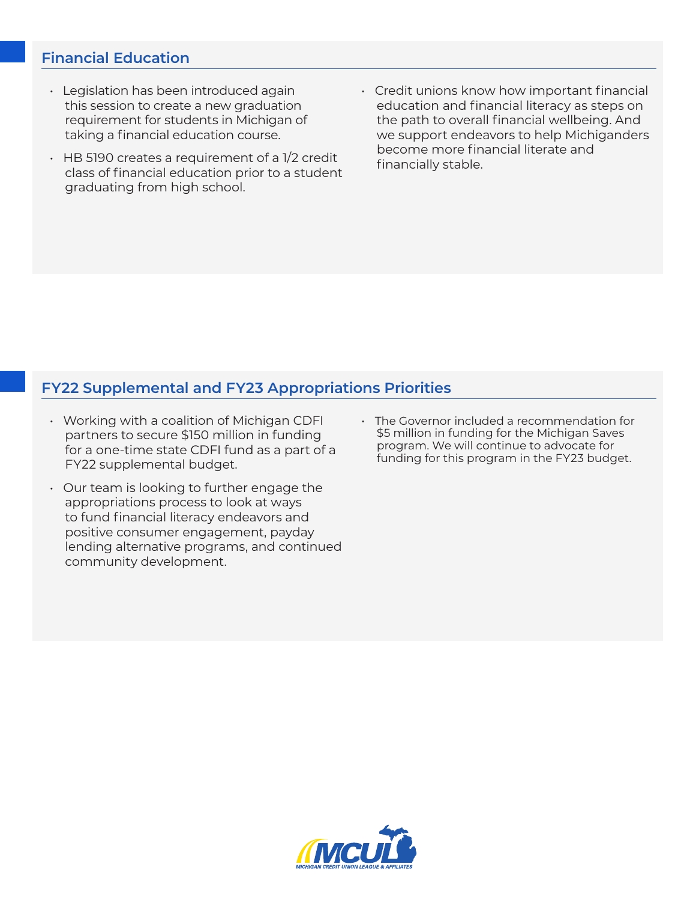## Financial Education

- Legislation has been introduced again this session to create a new graduation requirement for students in Michigan of taking a financial education course.
- HB 5190 creates a requirement of a 1/2 credit class of financial education prior to a student graduating from high school.
- Credit unions know how important financial education and financial literacy as steps on the path to overall financial wellbeing. And we support endeavors to help Michiganders become more financial literate and financially stable.

## FY22 Supplemental and FY23 Appropriations Priorities

- Working with a coalition of Michigan CDFI partners to secure $150 million in funding for a one-time state CDFI fund as a part of a FY22 supplemental budget.
- Our team is looking to further engage the appropriations process to look at ways to fund financial literacy endeavors and positive consumer engagement, payday lending alternative programs, and continued community development.
- The Governor included a recommendation for $5 million in funding for the Michigan Saves program. We will continue to advocate for funding for this program in the FY23 budget.

MCUL
MICHIGAN CREDIT UNION LEAGUE & AFFILIATES